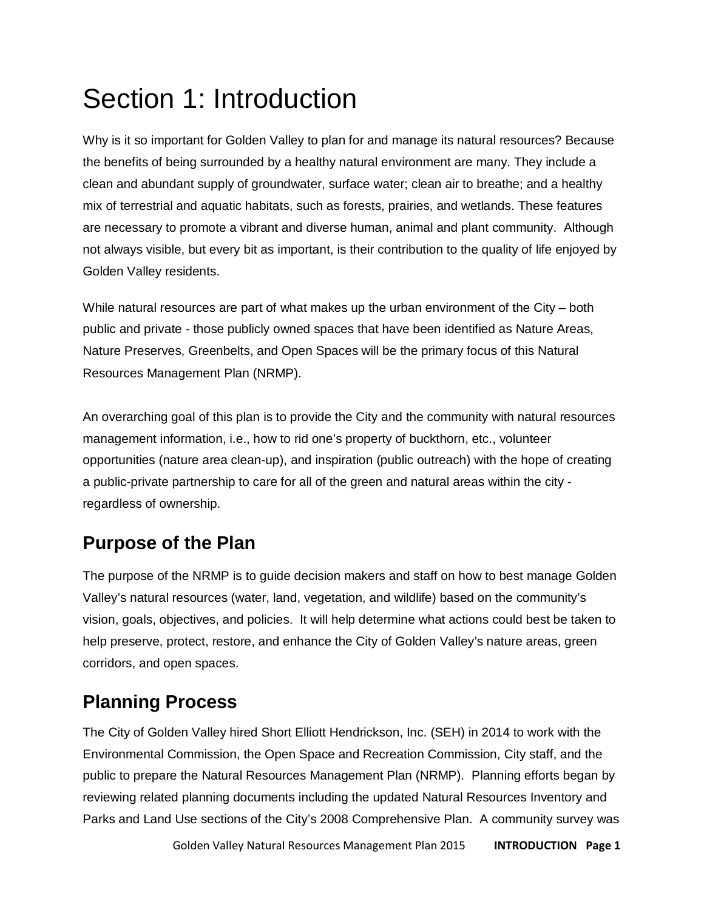# Section 1: Introduction

Why is it so important for Golden Valley to plan for and manage its natural resources? Because the benefits of being surrounded by a healthy natural environment are many. They include a clean and abundant supply of groundwater, surface water; clean air to breathe; and a healthy mix of terrestrial and aquatic habitats, such as forests, prairies, and wetlands. These features are necessary to promote a vibrant and diverse human, animal and plant community. Although not always visible, but every bit as important, is their contribution to the quality of life enjoyed by Golden Valley residents.

While natural resources are part of what makes up the urban environment of the City – both public and private - those publicly owned spaces that have been identified as Nature Areas, Nature Preserves, Greenbelts, and Open Spaces will be the primary focus of this Natural Resources Management Plan (NRMP).

An overarching goal of this plan is to provide the City and the community with natural resources management information, i.e., how to rid one's property of buckthorn, etc., volunteer opportunities (nature area clean-up), and inspiration (public outreach) with the hope of creating a public-private partnership to care for all of the green and natural areas within the city - regardless of ownership.

## Purpose of the Plan

The purpose of the NRMP is to guide decision makers and staff on how to best manage Golden Valley's natural resources (water, land, vegetation, and wildlife) based on the community's vision, goals, objectives, and policies. It will help determine what actions could best be taken to help preserve, protect, restore, and enhance the City of Golden Valley's nature areas, green corridors, and open spaces.

## Planning Process

The City of Golden Valley hired Short Elliott Hendrickson, Inc. (SEH) in 2014 to work with the Environmental Commission, the Open Space and Recreation Commission, City staff, and the public to prepare the Natural Resources Management Plan (NRMP). Planning efforts began by reviewing related planning documents including the updated Natural Resources Inventory and Parks and Land Use sections of the City's 2008 Comprehensive Plan. A community survey was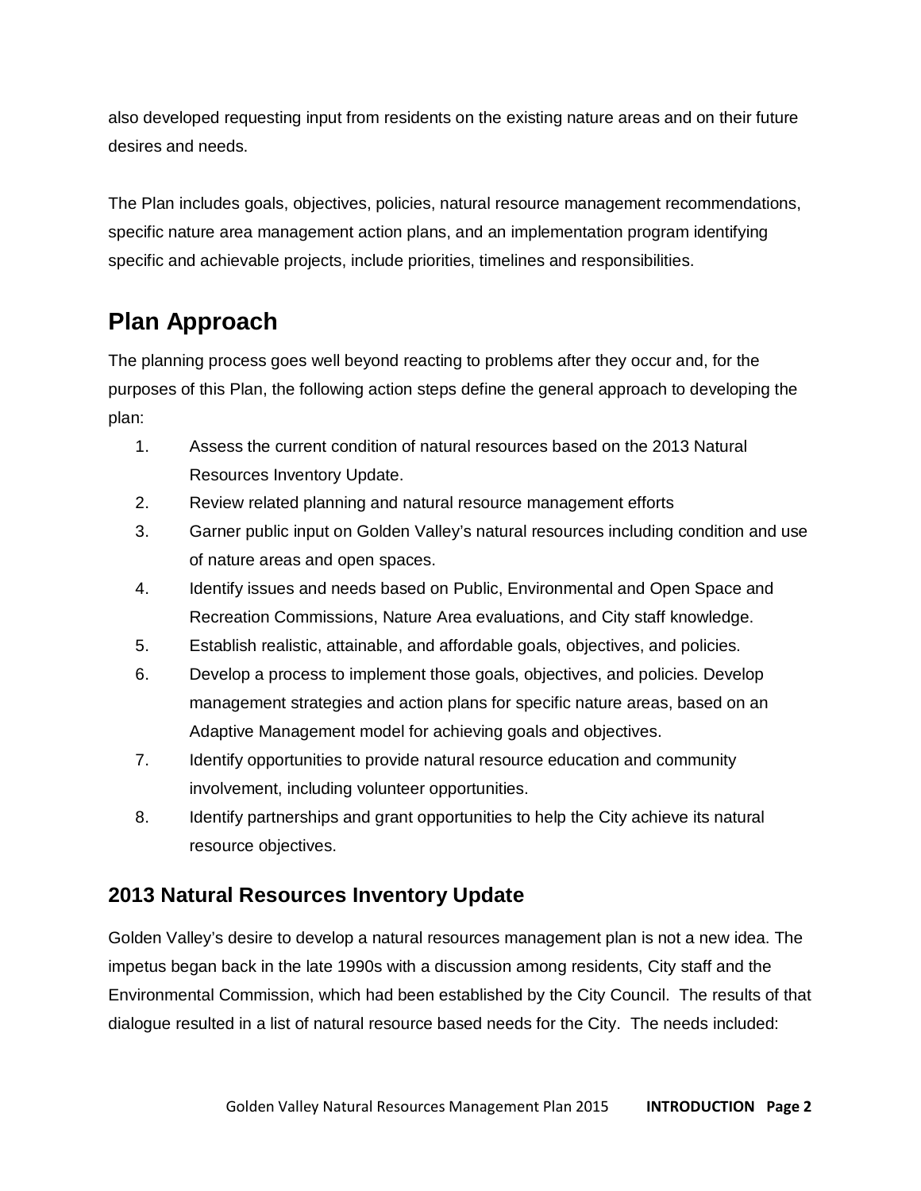also developed requesting input from residents on the existing nature areas and on their future desires and needs.

The Plan includes goals, objectives, policies, natural resource management recommendations, specific nature area management action plans, and an implementation program identifying specific and achievable projects, include priorities, timelines and responsibilities.

## Plan Approach

The planning process goes well beyond reacting to problems after they occur and, for the purposes of this Plan, the following action steps define the general approach to developing the plan:

1. Assess the current condition of natural resources based on the 2013 Natural Resources Inventory Update.
2. Review related planning and natural resource management efforts
3. Garner public input on Golden Valley's natural resources including condition and use of nature areas and open spaces.
4. Identify issues and needs based on Public, Environmental and Open Space and Recreation Commissions, Nature Area evaluations, and City staff knowledge.
5. Establish realistic, attainable, and affordable goals, objectives, and policies.
6. Develop a process to implement those goals, objectives, and policies. Develop management strategies and action plans for specific nature areas, based on an Adaptive Management model for achieving goals and objectives.
7. Identify opportunities to provide natural resource education and community involvement, including volunteer opportunities.
8. Identify partnerships and grant opportunities to help the City achieve its natural resource objectives.

### 2013 Natural Resources Inventory Update

Golden Valley's desire to develop a natural resources management plan is not a new idea. The impetus began back in the late 1990s with a discussion among residents, City staff and the Environmental Commission, which had been established by the City Council. The results of that dialogue resulted in a list of natural resource based needs for the City. The needs included: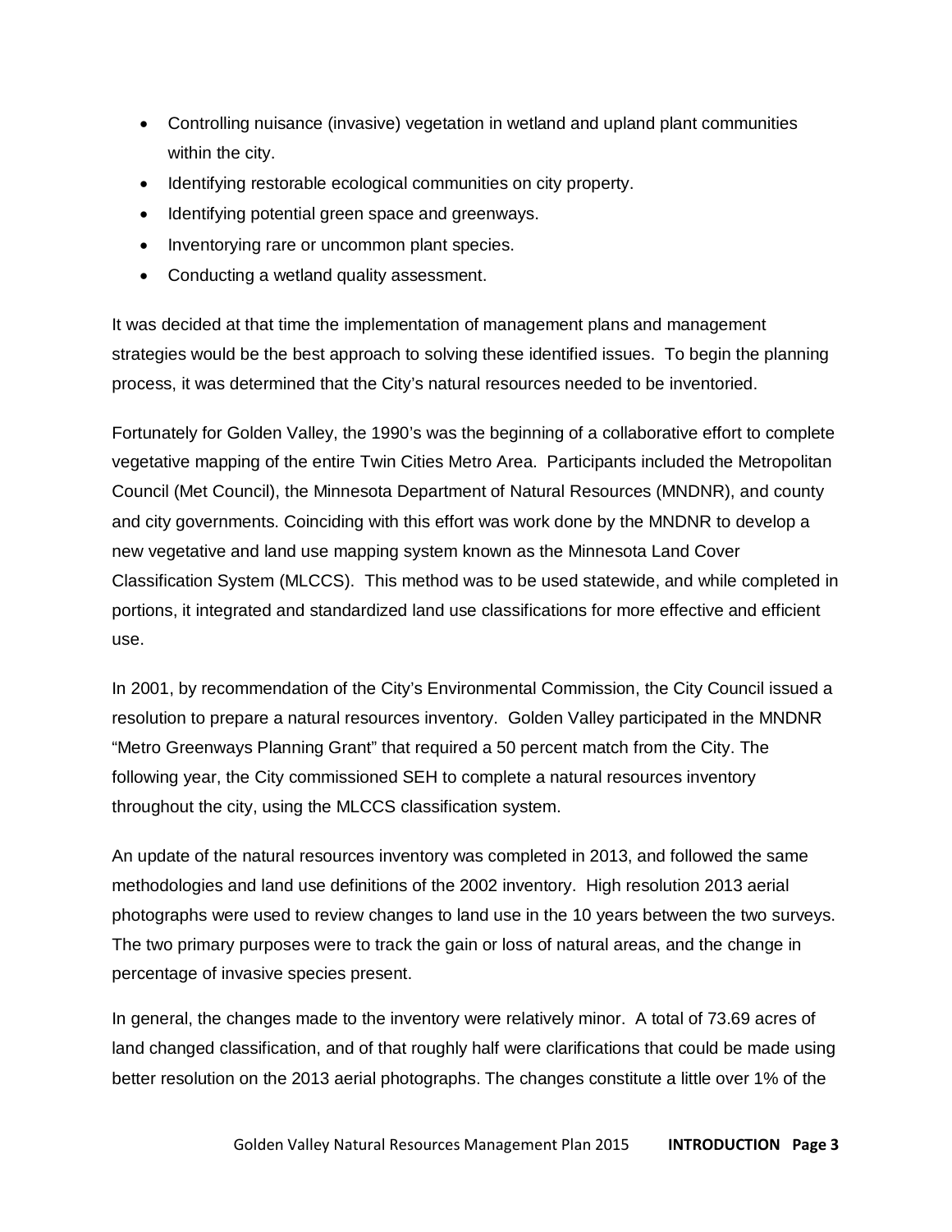- Controlling nuisance (invasive) vegetation in wetland and upland plant communities within the city.
- Identifying restorable ecological communities on city property.
- Identifying potential green space and greenways.
- Inventorying rare or uncommon plant species.
- Conducting a wetland quality assessment.

It was decided at that time the implementation of management plans and management strategies would be the best approach to solving these identified issues. To begin the planning process, it was determined that the City's natural resources needed to be inventoried.

Fortunately for Golden Valley, the 1990's was the beginning of a collaborative effort to complete vegetative mapping of the entire Twin Cities Metro Area. Participants included the Metropolitan Council (Met Council), the Minnesota Department of Natural Resources (MNDNR), and county and city governments. Coinciding with this effort was work done by the MNDNR to develop a new vegetative and land use mapping system known as the Minnesota Land Cover Classification System (MLCCS). This method was to be used statewide, and while completed in portions, it integrated and standardized land use classifications for more effective and efficient use.

In 2001, by recommendation of the City's Environmental Commission, the City Council issued a resolution to prepare a natural resources inventory. Golden Valley participated in the MNDNR "Metro Greenways Planning Grant" that required a 50 percent match from the City. The following year, the City commissioned SEH to complete a natural resources inventory throughout the city, using the MLCCS classification system.

An update of the natural resources inventory was completed in 2013, and followed the same methodologies and land use definitions of the 2002 inventory. High resolution 2013 aerial photographs were used to review changes to land use in the 10 years between the two surveys. The two primary purposes were to track the gain or loss of natural areas, and the change in percentage of invasive species present.

In general, the changes made to the inventory were relatively minor. A total of 73.69 acres of land changed classification, and of that roughly half were clarifications that could be made using better resolution on the 2013 aerial photographs. The changes constitute a little over 1% of the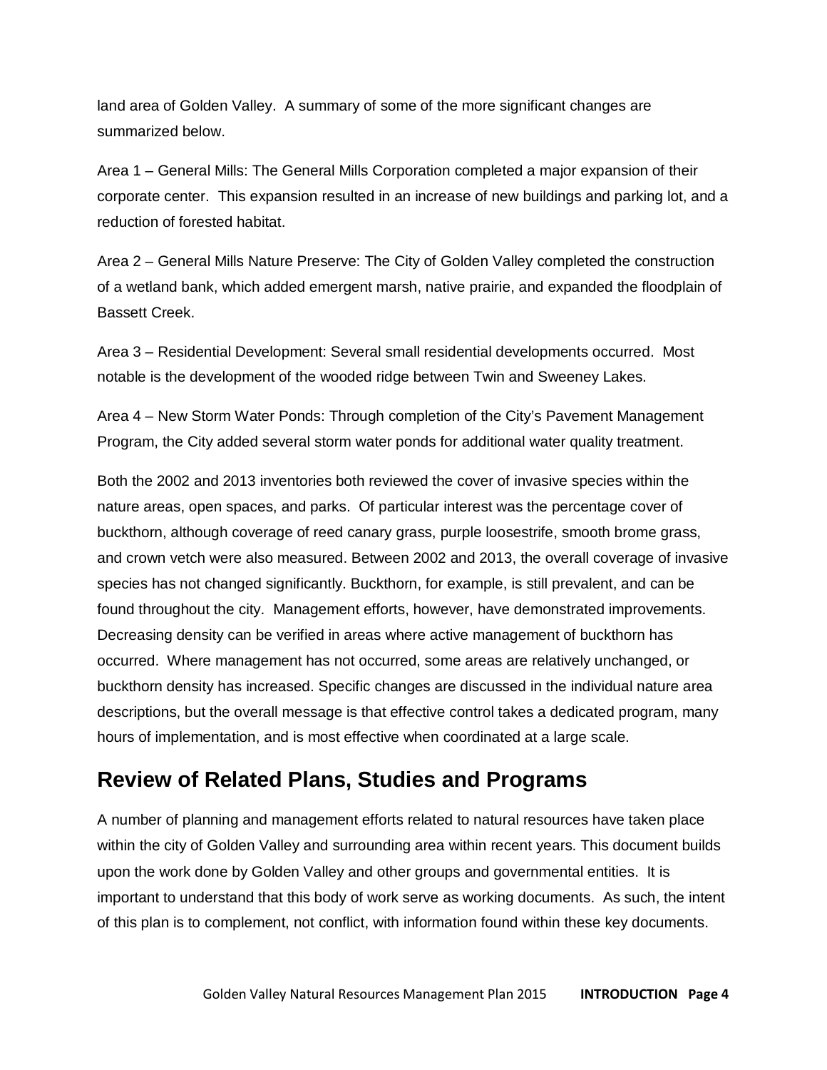land area of Golden Valley. A summary of some of the more significant changes are summarized below.

Area 1 – General Mills: The General Mills Corporation completed a major expansion of their corporate center. This expansion resulted in an increase of new buildings and parking lot, and a reduction of forested habitat.

Area 2 – General Mills Nature Preserve: The City of Golden Valley completed the construction of a wetland bank, which added emergent marsh, native prairie, and expanded the floodplain of Bassett Creek.

Area 3 – Residential Development: Several small residential developments occurred. Most notable is the development of the wooded ridge between Twin and Sweeney Lakes.

Area 4 – New Storm Water Ponds: Through completion of the City's Pavement Management Program, the City added several storm water ponds for additional water quality treatment.

Both the 2002 and 2013 inventories both reviewed the cover of invasive species within the nature areas, open spaces, and parks. Of particular interest was the percentage cover of buckthorn, although coverage of reed canary grass, purple loosestrife, smooth brome grass, and crown vetch were also measured. Between 2002 and 2013, the overall coverage of invasive species has not changed significantly. Buckthorn, for example, is still prevalent, and can be found throughout the city. Management efforts, however, have demonstrated improvements. Decreasing density can be verified in areas where active management of buckthorn has occurred. Where management has not occurred, some areas are relatively unchanged, or buckthorn density has increased. Specific changes are discussed in the individual nature area descriptions, but the overall message is that effective control takes a dedicated program, many hours of implementation, and is most effective when coordinated at a large scale.

## Review of Related Plans, Studies and Programs

A number of planning and management efforts related to natural resources have taken place within the city of Golden Valley and surrounding area within recent years. This document builds upon the work done by Golden Valley and other groups and governmental entities. It is important to understand that this body of work serve as working documents. As such, the intent of this plan is to complement, not conflict, with information found within these key documents.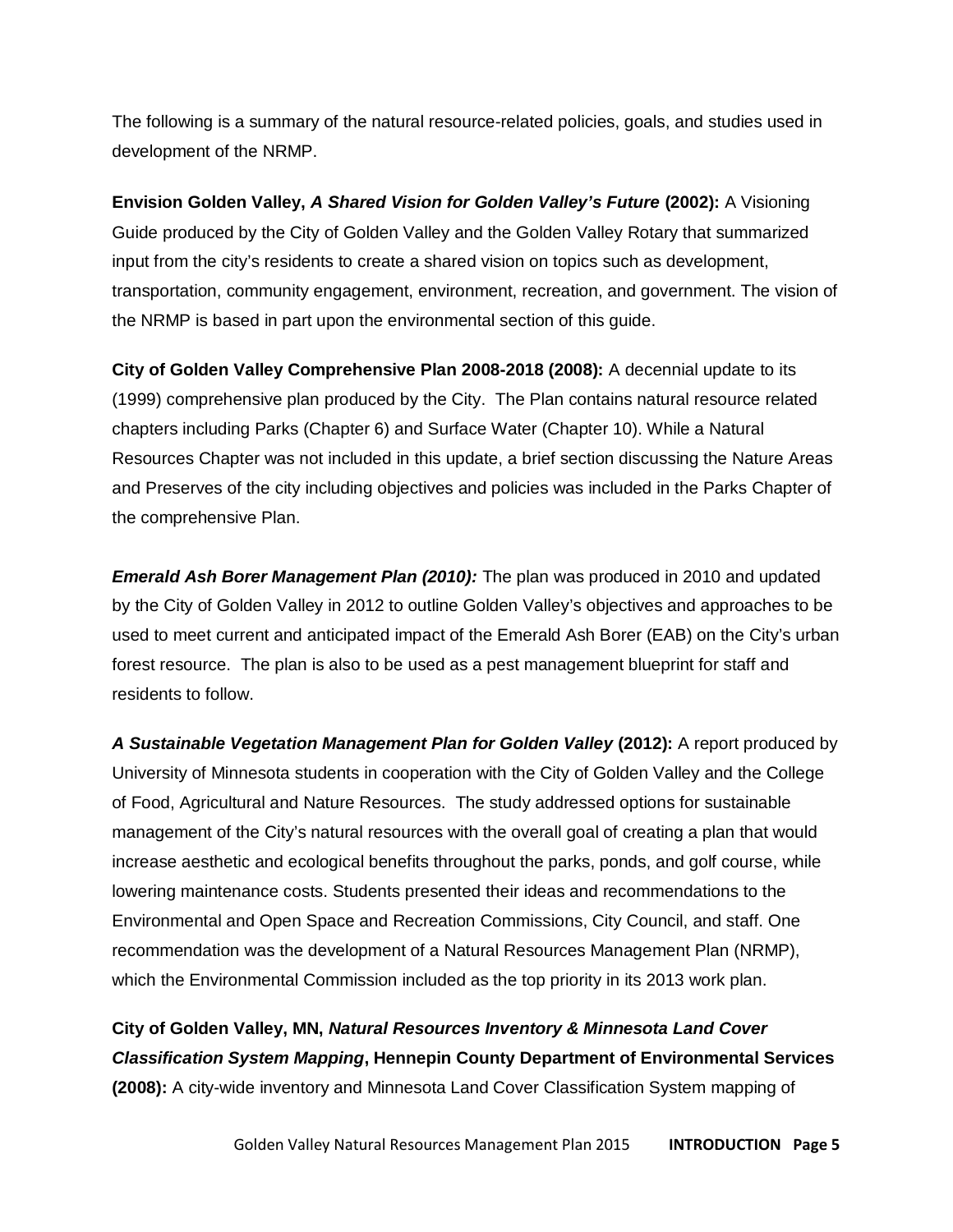The following is a summary of the natural resource-related policies, goals, and studies used in development of the NRMP.

**Envision Golden Valley, *A Shared Vision for Golden Valley's Future* (2002):** A Visioning Guide produced by the City of Golden Valley and the Golden Valley Rotary that summarized input from the city's residents to create a shared vision on topics such as development, transportation, community engagement, environment, recreation, and government. The vision of the NRMP is based in part upon the environmental section of this guide.

**City of Golden Valley Comprehensive Plan 2008-2018 (2008):** A decennial update to its (1999) comprehensive plan produced by the City. The Plan contains natural resource related chapters including Parks (Chapter 6) and Surface Water (Chapter 10). While a Natural Resources Chapter was not included in this update, a brief section discussing the Nature Areas and Preserves of the city including objectives and policies was included in the Parks Chapter of the comprehensive Plan.

***Emerald Ash Borer Management Plan (2010):*** The plan was produced in 2010 and updated by the City of Golden Valley in 2012 to outline Golden Valley's objectives and approaches to be used to meet current and anticipated impact of the Emerald Ash Borer (EAB) on the City's urban forest resource. The plan is also to be used as a pest management blueprint for staff and residents to follow.

***A Sustainable Vegetation Management Plan for Golden Valley* (2012):** A report produced by University of Minnesota students in cooperation with the City of Golden Valley and the College of Food, Agricultural and Nature Resources. The study addressed options for sustainable management of the City's natural resources with the overall goal of creating a plan that would increase aesthetic and ecological benefits throughout the parks, ponds, and golf course, while lowering maintenance costs. Students presented their ideas and recommendations to the Environmental and Open Space and Recreation Commissions, City Council, and staff. One recommendation was the development of a Natural Resources Management Plan (NRMP), which the Environmental Commission included as the top priority in its 2013 work plan.

**City of Golden Valley, MN, *Natural Resources Inventory & Minnesota Land Cover Classification System Mapping*, Hennepin County Department of Environmental Services (2008):** A city-wide inventory and Minnesota Land Cover Classification System mapping of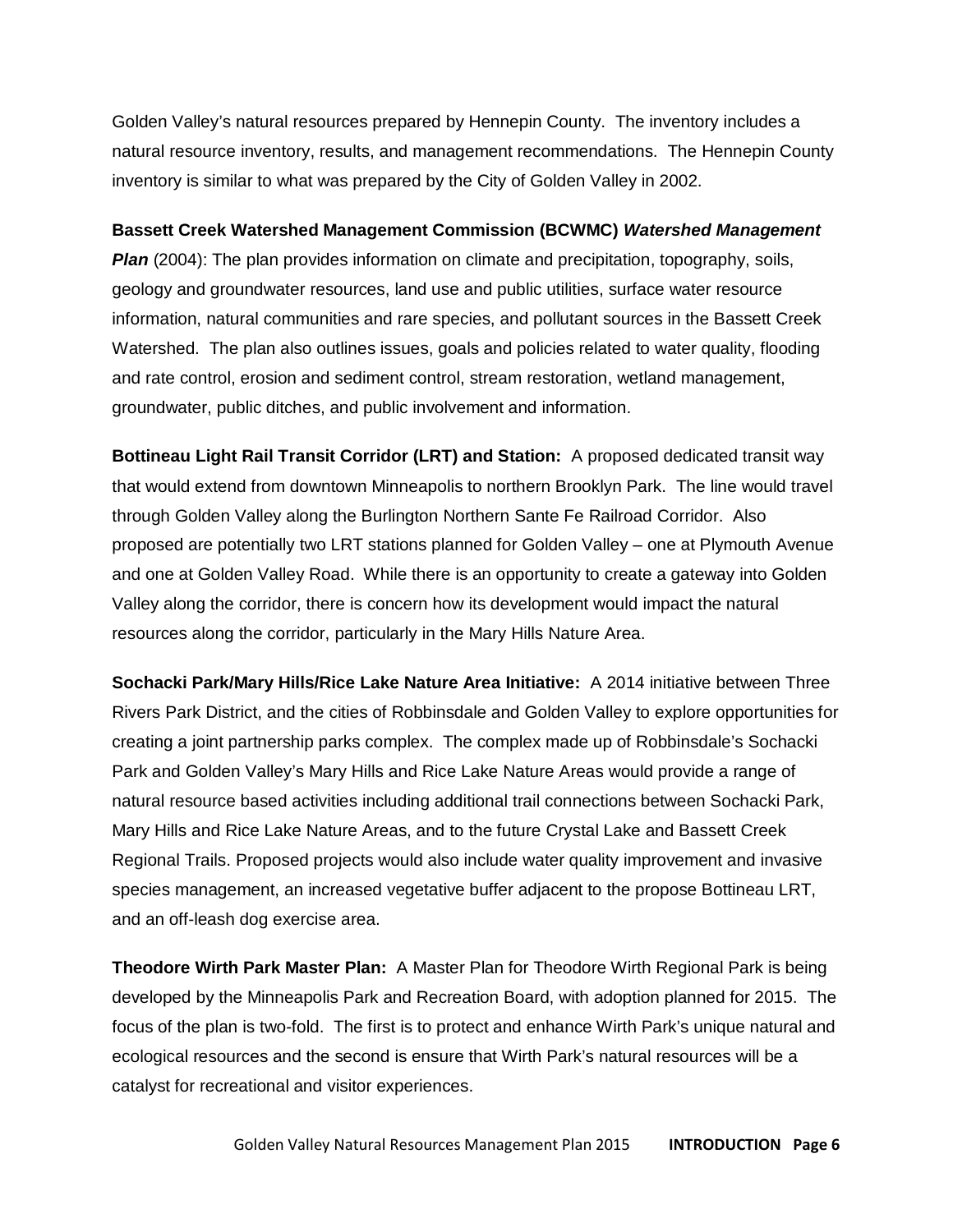Golden Valley's natural resources prepared by Hennepin County. The inventory includes a natural resource inventory, results, and management recommendations. The Hennepin County inventory is similar to what was prepared by the City of Golden Valley in 2002.

**Bassett Creek Watershed Management Commission (BCWMC) *Watershed Management Plan*** (2004): The plan provides information on climate and precipitation, topography, soils, geology and groundwater resources, land use and public utilities, surface water resource information, natural communities and rare species, and pollutant sources in the Bassett Creek Watershed. The plan also outlines issues, goals and policies related to water quality, flooding and rate control, erosion and sediment control, stream restoration, wetland management, groundwater, public ditches, and public involvement and information.

**Bottineau Light Rail Transit Corridor (LRT) and Station:** A proposed dedicated transit way that would extend from downtown Minneapolis to northern Brooklyn Park. The line would travel through Golden Valley along the Burlington Northern Sante Fe Railroad Corridor. Also proposed are potentially two LRT stations planned for Golden Valley – one at Plymouth Avenue and one at Golden Valley Road. While there is an opportunity to create a gateway into Golden Valley along the corridor, there is concern how its development would impact the natural resources along the corridor, particularly in the Mary Hills Nature Area.

**Sochacki Park/Mary Hills/Rice Lake Nature Area Initiative:** A 2014 initiative between Three Rivers Park District, and the cities of Robbinsdale and Golden Valley to explore opportunities for creating a joint partnership parks complex. The complex made up of Robbinsdale's Sochacki Park and Golden Valley's Mary Hills and Rice Lake Nature Areas would provide a range of natural resource based activities including additional trail connections between Sochacki Park, Mary Hills and Rice Lake Nature Areas, and to the future Crystal Lake and Bassett Creek Regional Trails. Proposed projects would also include water quality improvement and invasive species management, an increased vegetative buffer adjacent to the propose Bottineau LRT, and an off-leash dog exercise area.

**Theodore Wirth Park Master Plan:** A Master Plan for Theodore Wirth Regional Park is being developed by the Minneapolis Park and Recreation Board, with adoption planned for 2015. The focus of the plan is two-fold. The first is to protect and enhance Wirth Park's unique natural and ecological resources and the second is ensure that Wirth Park's natural resources will be a catalyst for recreational and visitor experiences.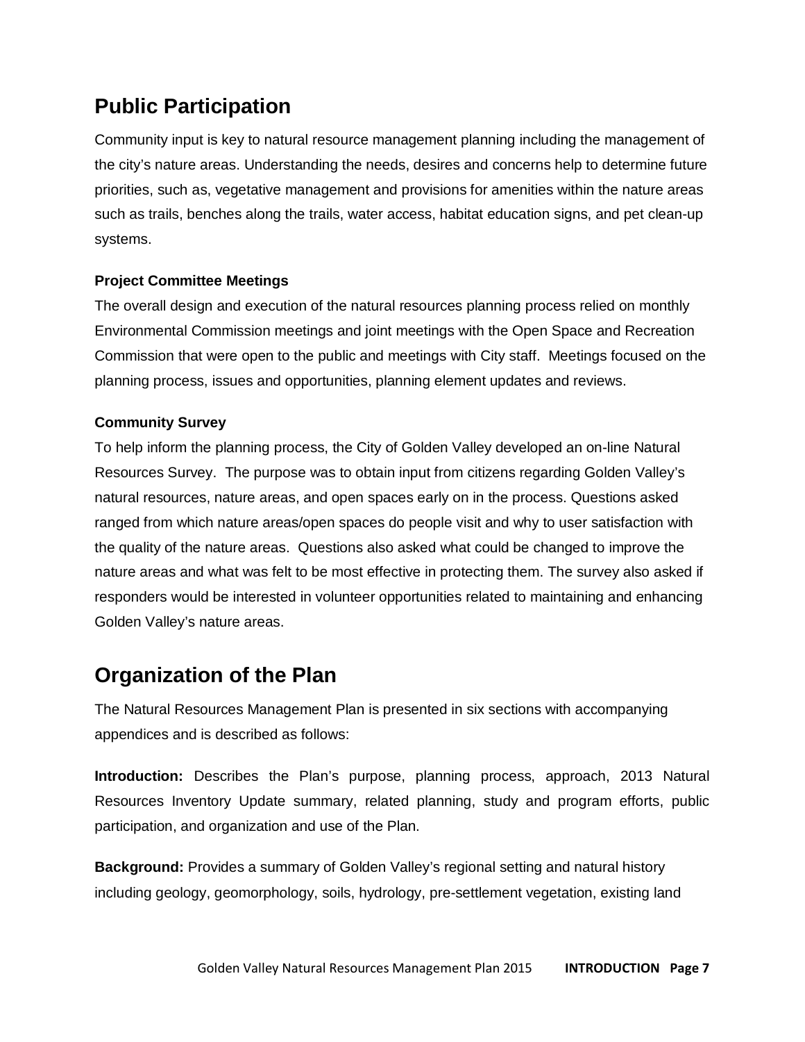## Public Participation

Community input is key to natural resource management planning including the management of the city's nature areas. Understanding the needs, desires and concerns help to determine future priorities, such as, vegetative management and provisions for amenities within the nature areas such as trails, benches along the trails, water access, habitat education signs, and pet clean-up systems.

### Project Committee Meetings

The overall design and execution of the natural resources planning process relied on monthly Environmental Commission meetings and joint meetings with the Open Space and Recreation Commission that were open to the public and meetings with City staff. Meetings focused on the planning process, issues and opportunities, planning element updates and reviews.

### Community Survey

To help inform the planning process, the City of Golden Valley developed an on-line Natural Resources Survey. The purpose was to obtain input from citizens regarding Golden Valley's natural resources, nature areas, and open spaces early on in the process. Questions asked ranged from which nature areas/open spaces do people visit and why to user satisfaction with the quality of the nature areas. Questions also asked what could be changed to improve the nature areas and what was felt to be most effective in protecting them. The survey also asked if responders would be interested in volunteer opportunities related to maintaining and enhancing Golden Valley's nature areas.

## Organization of the Plan

The Natural Resources Management Plan is presented in six sections with accompanying appendices and is described as follows:

**Introduction:** Describes the Plan's purpose, planning process, approach, 2013 Natural Resources Inventory Update summary, related planning, study and program efforts, public participation, and organization and use of the Plan.

**Background:** Provides a summary of Golden Valley's regional setting and natural history including geology, geomorphology, soils, hydrology, pre-settlement vegetation, existing land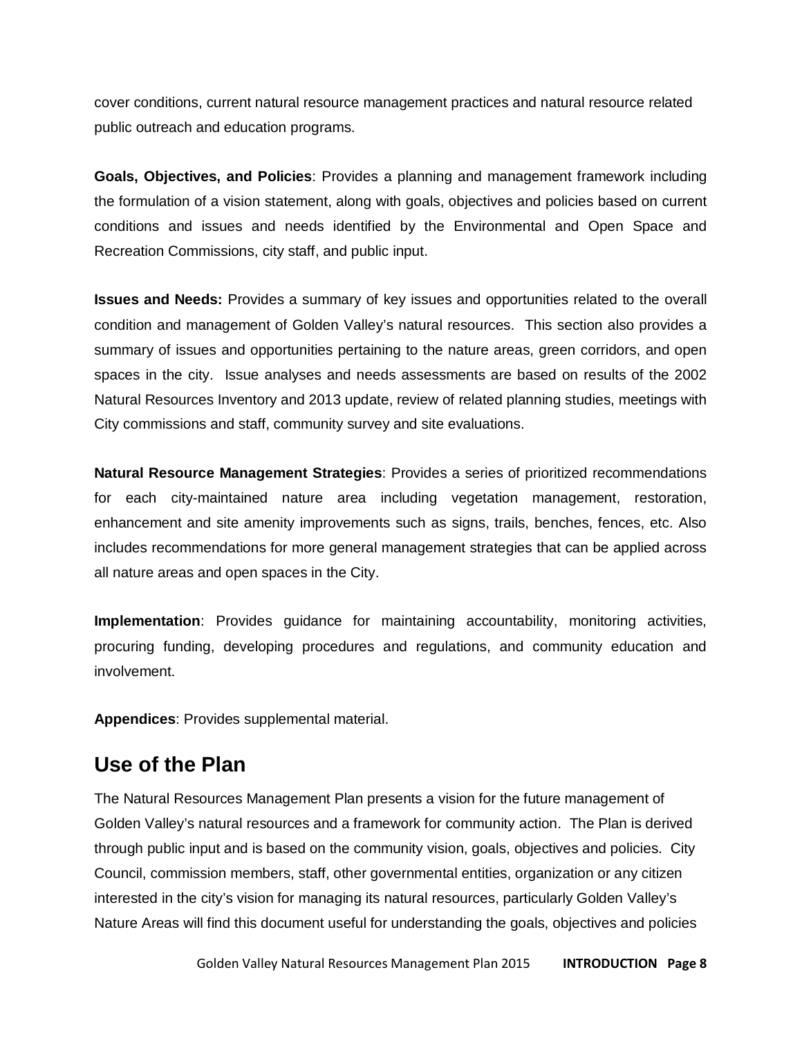cover conditions, current natural resource management practices and natural resource related public outreach and education programs.

**Goals, Objectives, and Policies**: Provides a planning and management framework including the formulation of a vision statement, along with goals, objectives and policies based on current conditions and issues and needs identified by the Environmental and Open Space and Recreation Commissions, city staff, and public input.

**Issues and Needs:** Provides a summary of key issues and opportunities related to the overall condition and management of Golden Valley's natural resources. This section also provides a summary of issues and opportunities pertaining to the nature areas, green corridors, and open spaces in the city. Issue analyses and needs assessments are based on results of the 2002 Natural Resources Inventory and 2013 update, review of related planning studies, meetings with City commissions and staff, community survey and site evaluations.

**Natural Resource Management Strategies**: Provides a series of prioritized recommendations for each city-maintained nature area including vegetation management, restoration, enhancement and site amenity improvements such as signs, trails, benches, fences, etc. Also includes recommendations for more general management strategies that can be applied across all nature areas and open spaces in the City.

**Implementation**: Provides guidance for maintaining accountability, monitoring activities, procuring funding, developing procedures and regulations, and community education and involvement.

**Appendices**: Provides supplemental material.

## Use of the Plan

The Natural Resources Management Plan presents a vision for the future management of Golden Valley's natural resources and a framework for community action. The Plan is derived through public input and is based on the community vision, goals, objectives and policies. City Council, commission members, staff, other governmental entities, organization or any citizen interested in the city's vision for managing its natural resources, particularly Golden Valley's Nature Areas will find this document useful for understanding the goals, objectives and policies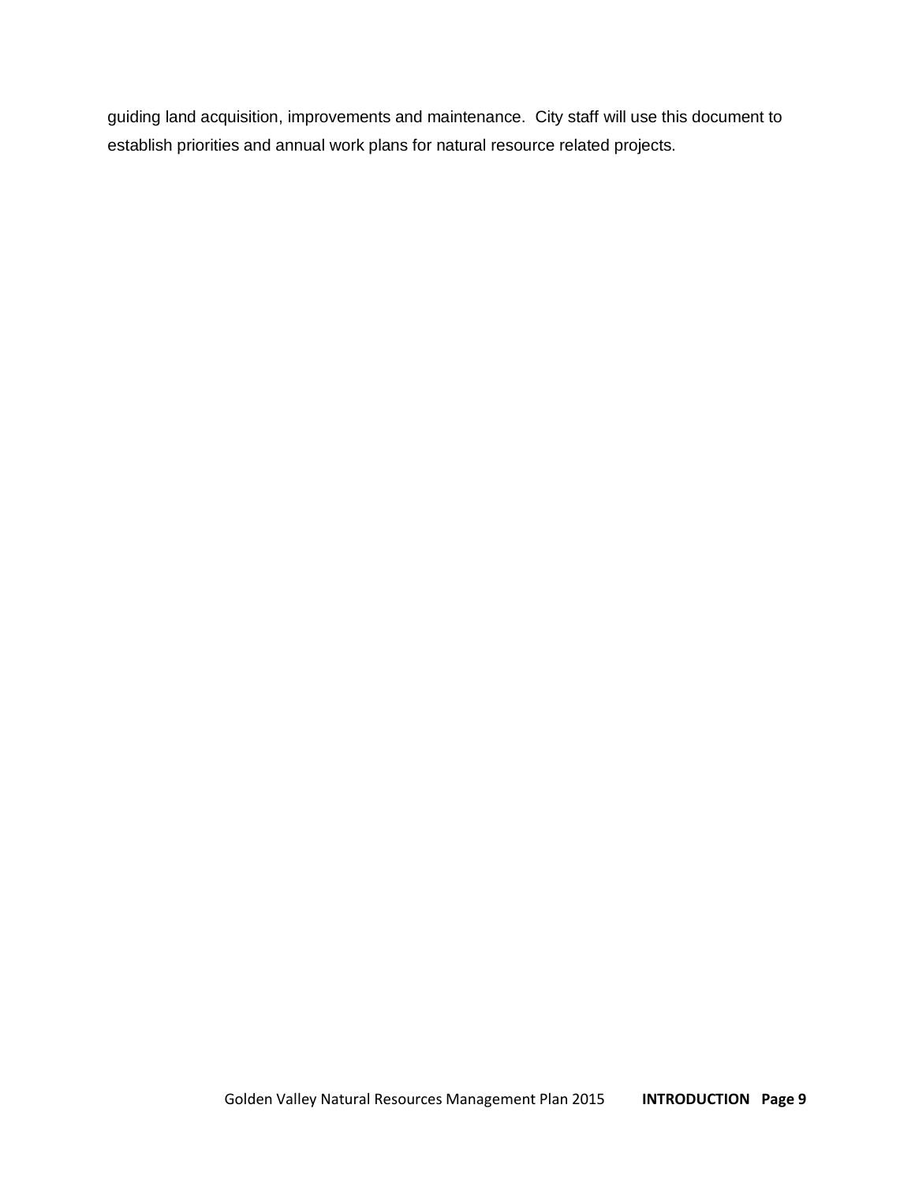guiding land acquisition, improvements and maintenance. City staff will use this document to establish priorities and annual work plans for natural resource related projects.